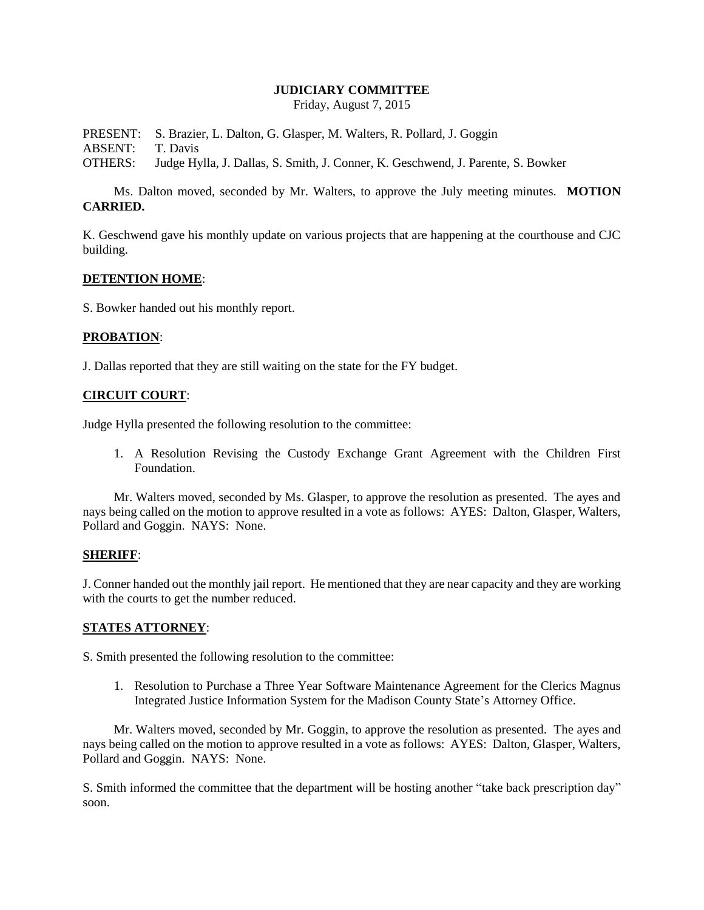**JUDICIARY COMMITTEE**

Friday, August 7, 2015

PRESENT: S. Brazier, L. Dalton, G. Glasper, M. Walters, R. Pollard, J. Goggin
ABSENT: T. Davis
OTHERS: Judge Hylla, J. Dallas, S. Smith, J. Conner, K. Geschwend, J. Parente, S. Bowker

Ms. Dalton moved, seconded by Mr. Walters, to approve the July meeting minutes. **MOTION CARRIED.**

K. Geschwend gave his monthly update on various projects that are happening at the courthouse and CJC building.

**DETENTION HOME**:

S. Bowker handed out his monthly report.

**PROBATION**:

J. Dallas reported that they are still waiting on the state for the FY budget.

**CIRCUIT COURT**:

Judge Hylla presented the following resolution to the committee:

1. A Resolution Revising the Custody Exchange Grant Agreement with the Children First Foundation.

Mr. Walters moved, seconded by Ms. Glasper, to approve the resolution as presented. The ayes and nays being called on the motion to approve resulted in a vote as follows: AYES: Dalton, Glasper, Walters, Pollard and Goggin. NAYS: None.

**SHERIFF**:

J. Conner handed out the monthly jail report. He mentioned that they are near capacity and they are working with the courts to get the number reduced.

**STATES ATTORNEY**:

S. Smith presented the following resolution to the committee:

1. Resolution to Purchase a Three Year Software Maintenance Agreement for the Clerics Magnus Integrated Justice Information System for the Madison County State's Attorney Office.

Mr. Walters moved, seconded by Mr. Goggin, to approve the resolution as presented. The ayes and nays being called on the motion to approve resulted in a vote as follows: AYES: Dalton, Glasper, Walters, Pollard and Goggin. NAYS: None.

S. Smith informed the committee that the department will be hosting another "take back prescription day" soon.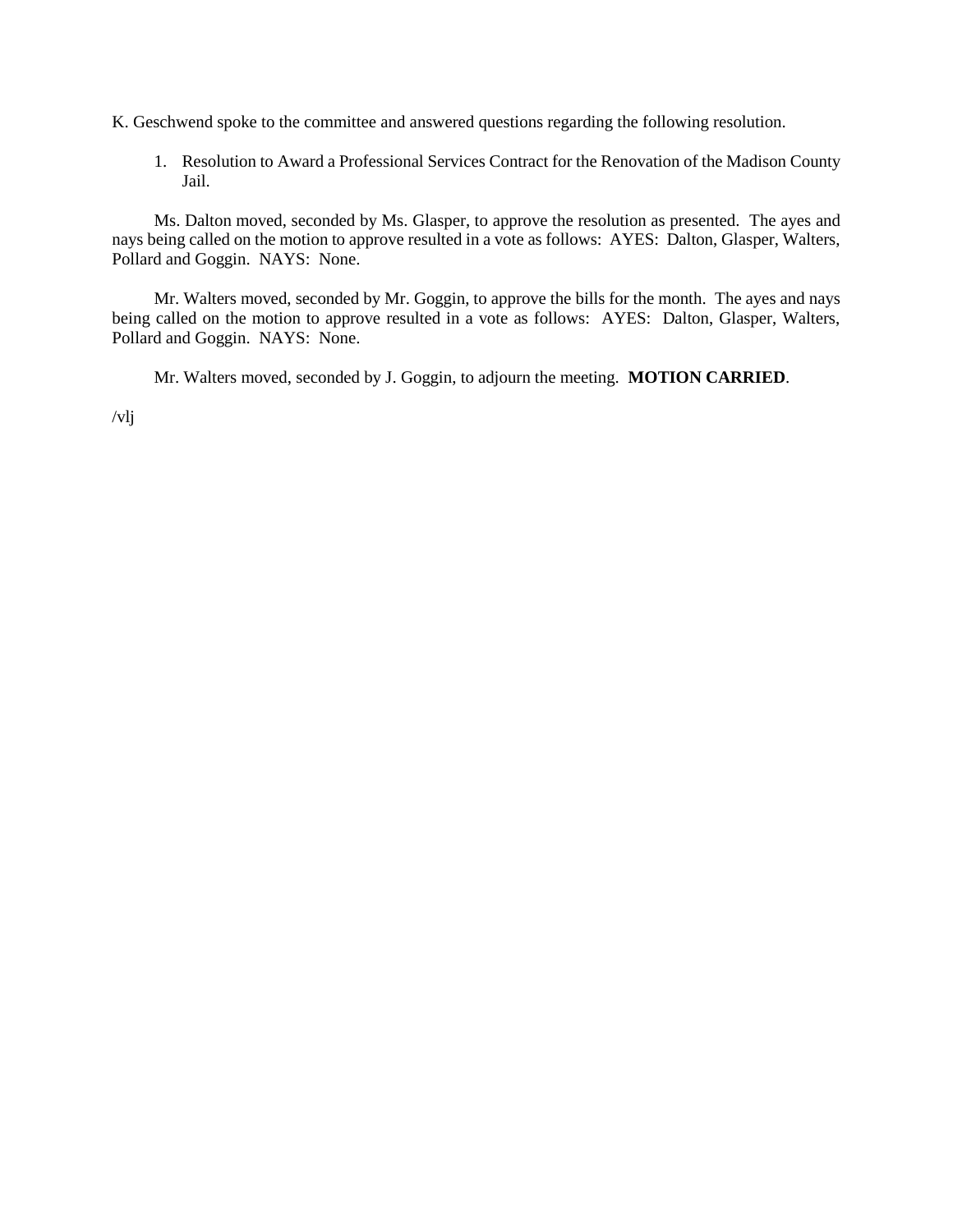K. Geschwend spoke to the committee and answered questions regarding the following resolution.

1. Resolution to Award a Professional Services Contract for the Renovation of the Madison County Jail.

Ms. Dalton moved, seconded by Ms. Glasper, to approve the resolution as presented. The ayes and nays being called on the motion to approve resulted in a vote as follows: AYES: Dalton, Glasper, Walters, Pollard and Goggin. NAYS: None.

Mr. Walters moved, seconded by Mr. Goggin, to approve the bills for the month. The ayes and nays being called on the motion to approve resulted in a vote as follows: AYES: Dalton, Glasper, Walters, Pollard and Goggin. NAYS: None.

Mr. Walters moved, seconded by J. Goggin, to adjourn the meeting. **MOTION CARRIED**.

/vlj